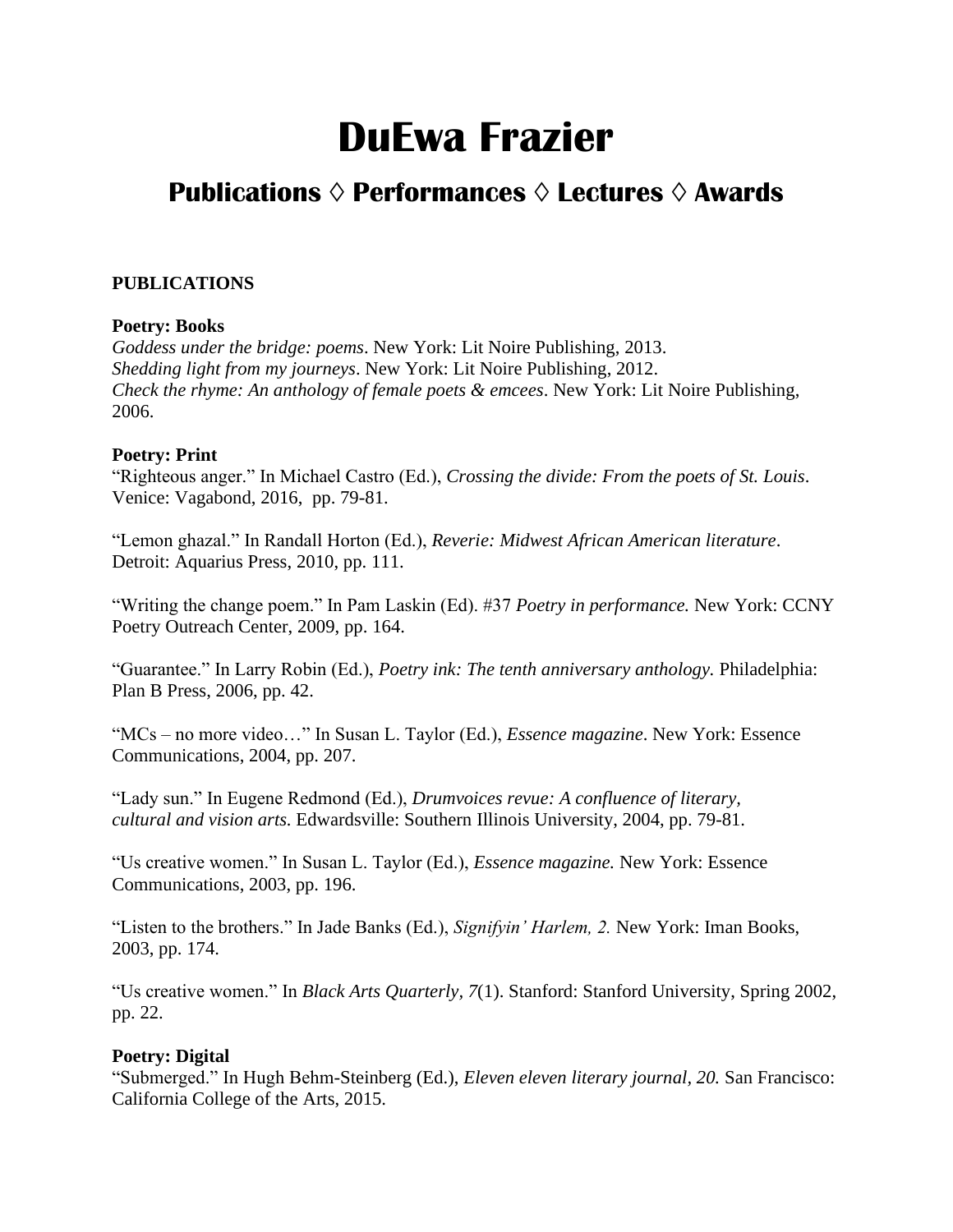# DuEwa Frazier

## Publications ◊ Performances ◊ Lectures ◊ Awards

**PUBLICATIONS**

**Poetry: Books**

*Goddess under the bridge: poems*. New York: Lit Noire Publishing, 2013.
*Shedding light from my journeys*. New York: Lit Noire Publishing, 2012.
*Check the rhyme: An anthology of female poets & emcees*. New York: Lit Noire Publishing, 2006.

**Poetry: Print**

"Righteous anger." In Michael Castro (Ed.), *Crossing the divide: From the poets of St. Louis*. Venice: Vagabond, 2016, pp. 79-81.

"Lemon ghazal." In Randall Horton (Ed.), *Reverie: Midwest African American literature*. Detroit: Aquarius Press, 2010, pp. 111.

"Writing the change poem." In Pam Laskin (Ed). #37 *Poetry in performance.* New York: CCNY Poetry Outreach Center, 2009, pp. 164.

"Guarantee." In Larry Robin (Ed.), *Poetry ink: The tenth anniversary anthology.* Philadelphia: Plan B Press, 2006, pp. 42.

"MCs – no more video…" In Susan L. Taylor (Ed.), *Essence magazine*. New York: Essence Communications, 2004, pp. 207.

"Lady sun." In Eugene Redmond (Ed.), *Drumvoices revue: A confluence of literary, cultural and vision arts.* Edwardsville: Southern Illinois University, 2004, pp. 79-81.

"Us creative women." In Susan L. Taylor (Ed.), *Essence magazine.* New York: Essence Communications, 2003, pp. 196.

"Listen to the brothers." In Jade Banks (Ed.), *Signifyin' Harlem, 2.* New York: Iman Books, 2003, pp. 174.

"Us creative women." In *Black Arts Quarterly, 7*(1). Stanford: Stanford University, Spring 2002, pp. 22.

**Poetry: Digital**

"Submerged." In Hugh Behm-Steinberg (Ed.), *Eleven eleven literary journal, 20.* San Francisco: California College of the Arts, 2015.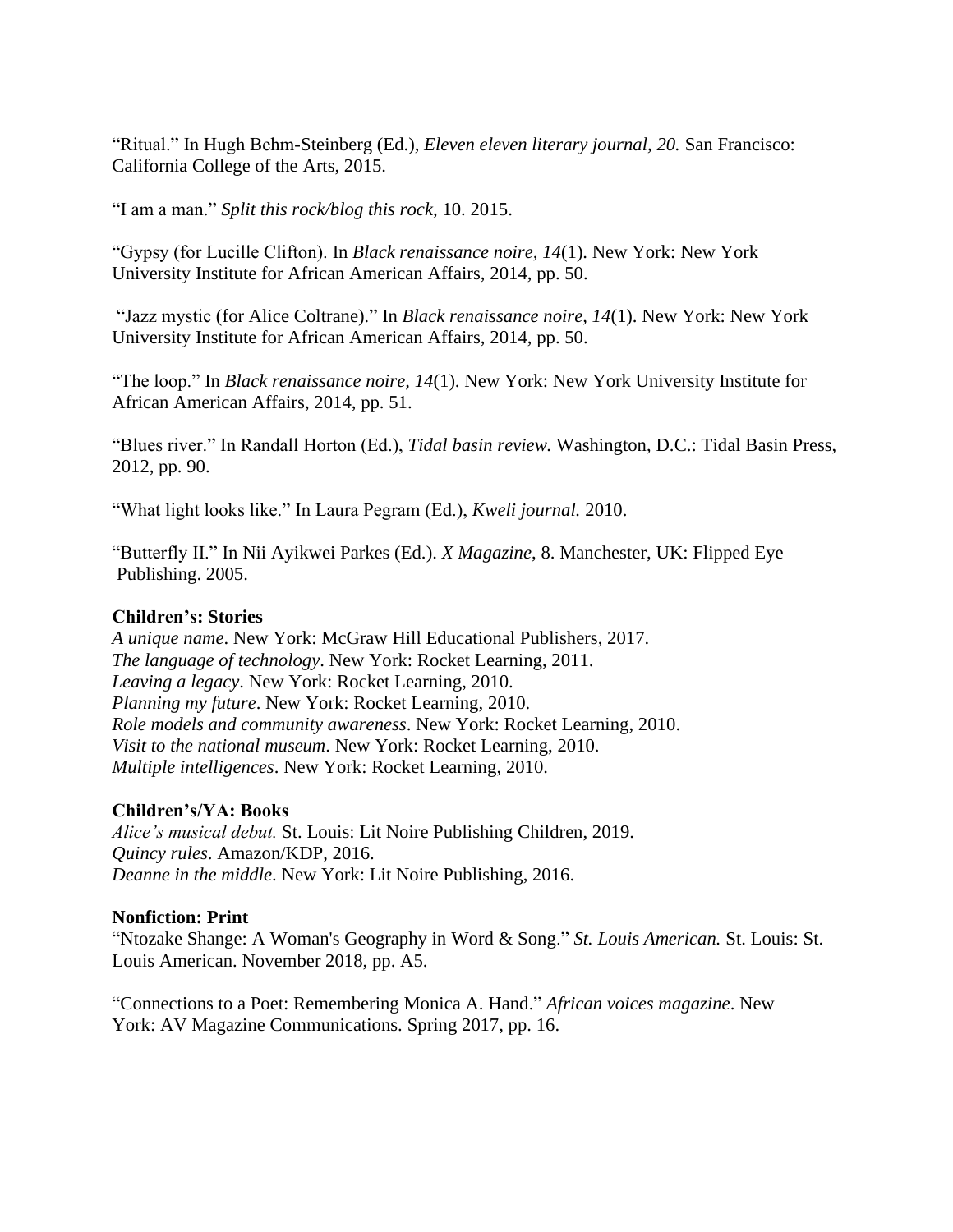“Ritual.” In Hugh Behm-Steinberg (Ed.), *Eleven eleven literary journal, 20.* San Francisco: California College of the Arts, 2015.

“I am a man.” *Split this rock/blog this rock*, 10. 2015.

“Gypsy (for Lucille Clifton). In *Black renaissance noire, 14*(1). New York: New York University Institute for African American Affairs, 2014, pp. 50.

“Jazz mystic (for Alice Coltrane).” In *Black renaissance noire*, *14*(1). New York: New York University Institute for African American Affairs, 2014, pp. 50.

“The loop.” In *Black renaissance noire, 14*(1). New York: New York University Institute for African American Affairs, 2014, pp. 51.

“Blues river.” In Randall Horton (Ed.), *Tidal basin review.* Washington, D.C.: Tidal Basin Press, 2012, pp. 90.

“What light looks like.” In Laura Pegram (Ed.), *Kweli journal.* 2010.

“Butterfly II.” In Nii Ayikwei Parkes (Ed.). *X Magazine*, 8. Manchester, UK: Flipped Eye Publishing. 2005.

**Children’s: Stories**

*A unique name*. New York: McGraw Hill Educational Publishers, 2017.
*The language of technology*. New York: Rocket Learning, 2011.
*Leaving a legacy*. New York: Rocket Learning, 2010.
*Planning my future*. New York: Rocket Learning, 2010.
*Role models and community awareness*. New York: Rocket Learning, 2010.
*Visit to the national museum*. New York: Rocket Learning, 2010.
*Multiple intelligences*. New York: Rocket Learning, 2010.

**Children’s/YA: Books**

*Alice’s musical debut.* St. Louis: Lit Noire Publishing Children, 2019.
*Quincy rules*. Amazon/KDP, 2016.
*Deanne in the middle*. New York: Lit Noire Publishing, 2016.

**Nonfiction: Print**

“Ntozake Shange: A Woman's Geography in Word & Song.” *St. Louis American.* St. Louis: St. Louis American. November 2018, pp. A5.

“Connections to a Poet: Remembering Monica A. Hand.” *African voices magazine*. New York: AV Magazine Communications. Spring 2017, pp. 16.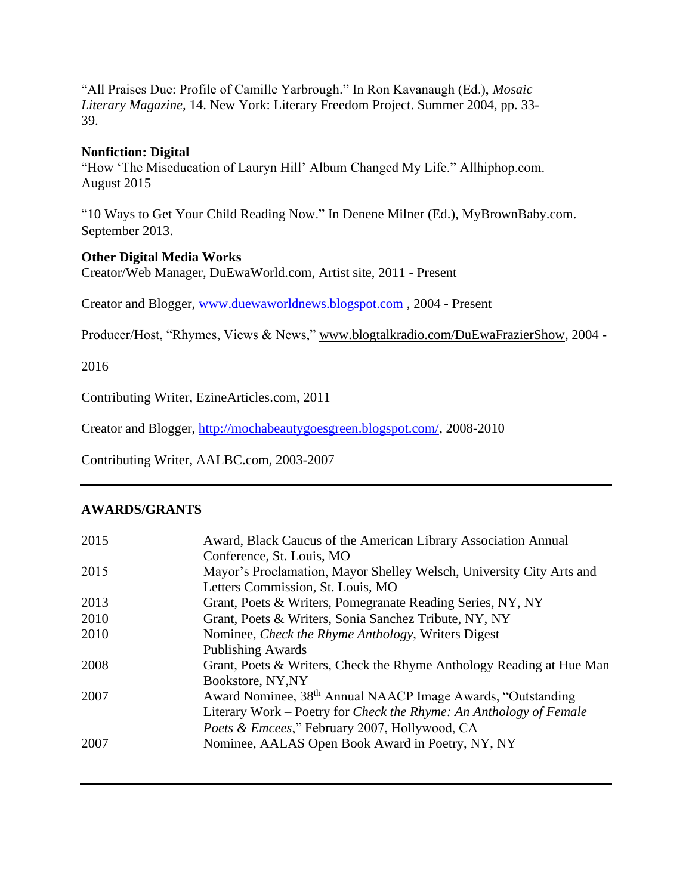"All Praises Due: Profile of Camille Yarbrough." In Ron Kavanaugh (Ed.), *Mosaic Literary Magazine*, 14. New York: Literary Freedom Project. Summer 2004, pp. 33-39.

**Nonfiction: Digital**

"How 'The Miseducation of Lauryn Hill' Album Changed My Life." Allhiphop.com. August 2015

"10 Ways to Get Your Child Reading Now." In Denene Milner (Ed.), MyBrownBaby.com. September 2013.

**Other Digital Media Works**

Creator/Web Manager, DuEwaWorld.com, Artist site, 2011 - Present

Creator and Blogger, www.duewaworldnews.blogspot.com , 2004 - Present

Producer/Host, "Rhymes, Views & News," www.blogtalkradio.com/DuEwaFrazierShow, 2004 - 2016

Contributing Writer, EzineArticles.com, 2011

Creator and Blogger, http://mochabeautygoesgreen.blogspot.com/, 2008-2010

Contributing Writer, AALBC.com, 2003-2007

---

**AWARDS/GRANTS**

| | |
|---|---|
| 2015 | Award, Black Caucus of the American Library Association Annual Conference, St. Louis, MO |
| 2015 | Mayor's Proclamation, Mayor Shelley Welsch, University City Arts and Letters Commission, St. Louis, MO |
| 2013 | Grant, Poets & Writers, Pomegranate Reading Series, NY, NY |
| 2010 | Grant, Poets & Writers, Sonia Sanchez Tribute, NY, NY |
| 2010 | Nominee, *Check the Rhyme Anthology*, Writers Digest Publishing Awards |
| 2008 | Grant, Poets & Writers, Check the Rhyme Anthology Reading at Hue Man Bookstore, NY,NY |
| 2007 | Award Nominee, 38th Annual NAACP Image Awards, "Outstanding Literary Work – Poetry for *Check the Rhyme: An Anthology of Female Poets & Emcees*," February 2007, Hollywood, CA |
| 2007 | Nominee, AALAS Open Book Award in Poetry, NY, NY |

---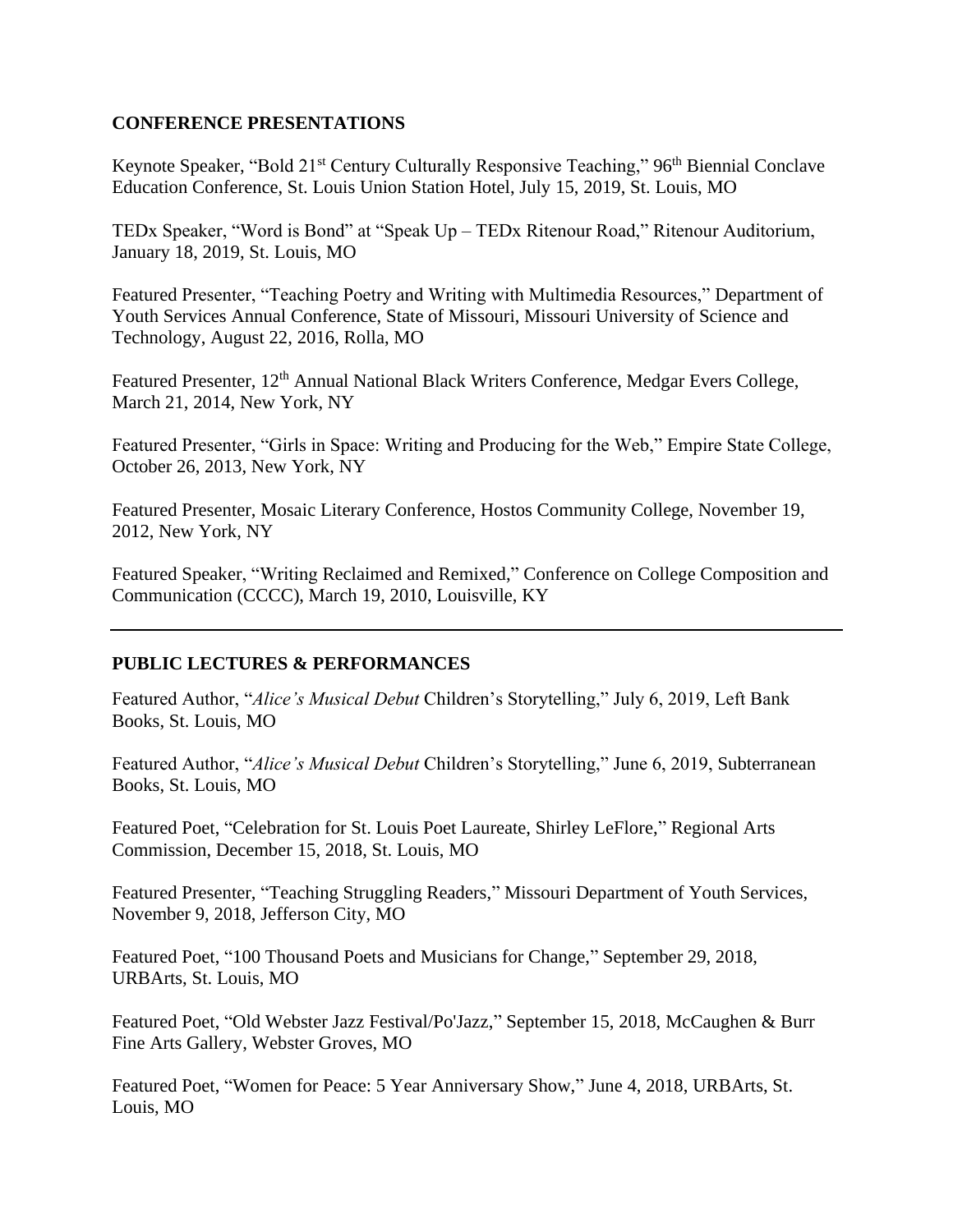## CONFERENCE PRESENTATIONS

Keynote Speaker, "Bold 21st Century Culturally Responsive Teaching," 96th Biennial Conclave Education Conference, St. Louis Union Station Hotel, July 15, 2019, St. Louis, MO

TEDx Speaker, "Word is Bond" at "Speak Up – TEDx Ritenour Road," Ritenour Auditorium, January 18, 2019, St. Louis, MO

Featured Presenter, "Teaching Poetry and Writing with Multimedia Resources," Department of Youth Services Annual Conference, State of Missouri, Missouri University of Science and Technology, August 22, 2016, Rolla, MO

Featured Presenter, 12th Annual National Black Writers Conference, Medgar Evers College, March 21, 2014, New York, NY

Featured Presenter, "Girls in Space: Writing and Producing for the Web," Empire State College, October 26, 2013, New York, NY

Featured Presenter, Mosaic Literary Conference, Hostos Community College, November 19, 2012, New York, NY

Featured Speaker, "Writing Reclaimed and Remixed," Conference on College Composition and Communication (CCCC), March 19, 2010, Louisville, KY

---

## PUBLIC LECTURES & PERFORMANCES

Featured Author, "*Alice's Musical Debut* Children's Storytelling," July 6, 2019, Left Bank Books, St. Louis, MO

Featured Author, "*Alice's Musical Debut* Children's Storytelling," June 6, 2019, Subterranean Books, St. Louis, MO

Featured Poet, "Celebration for St. Louis Poet Laureate, Shirley LeFlore," Regional Arts Commission, December 15, 2018, St. Louis, MO

Featured Presenter, "Teaching Struggling Readers," Missouri Department of Youth Services, November 9, 2018, Jefferson City, MO

Featured Poet, "100 Thousand Poets and Musicians for Change," September 29, 2018, URBArts, St. Louis, MO

Featured Poet, "Old Webster Jazz Festival/Po'Jazz," September 15, 2018, McCaughen & Burr Fine Arts Gallery, Webster Groves, MO

Featured Poet, "Women for Peace: 5 Year Anniversary Show," June 4, 2018, URBArts, St. Louis, MO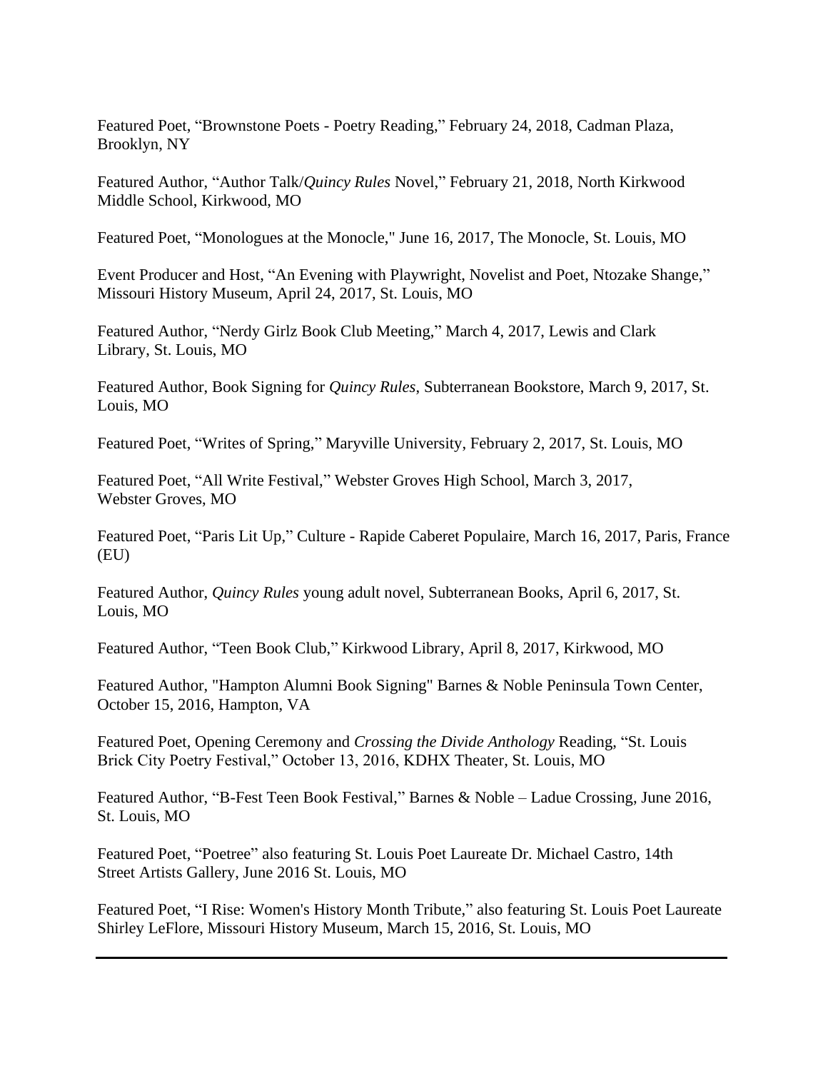Featured Poet, "Brownstone Poets - Poetry Reading," February 24, 2018, Cadman Plaza, Brooklyn, NY

Featured Author, "Author Talk/*Quincy Rules* Novel," February 21, 2018, North Kirkwood Middle School, Kirkwood, MO

Featured Poet, "Monologues at the Monocle," June 16, 2017, The Monocle, St. Louis, MO

Event Producer and Host, "An Evening with Playwright, Novelist and Poet, Ntozake Shange," Missouri History Museum, April 24, 2017, St. Louis, MO

Featured Author, "Nerdy Girlz Book Club Meeting," March 4, 2017, Lewis and Clark Library, St. Louis, MO

Featured Author, Book Signing for *Quincy Rules*, Subterranean Bookstore, March 9, 2017, St. Louis, MO

Featured Poet, "Writes of Spring," Maryville University, February 2, 2017, St. Louis, MO

Featured Poet, "All Write Festival," Webster Groves High School, March 3, 2017, Webster Groves, MO

Featured Poet, "Paris Lit Up," Culture - Rapide Caberet Populaire, March 16, 2017, Paris, France (EU)

Featured Author, *Quincy Rules* young adult novel, Subterranean Books, April 6, 2017, St. Louis, MO

Featured Author, "Teen Book Club," Kirkwood Library, April 8, 2017, Kirkwood, MO

Featured Author, "Hampton Alumni Book Signing" Barnes & Noble Peninsula Town Center, October 15, 2016, Hampton, VA

Featured Poet, Opening Ceremony and *Crossing the Divide Anthology* Reading, "St. Louis Brick City Poetry Festival," October 13, 2016, KDHX Theater, St. Louis, MO

Featured Author, "B-Fest Teen Book Festival," Barnes & Noble – Ladue Crossing, June 2016, St. Louis, MO

Featured Poet, "Poetree" also featuring St. Louis Poet Laureate Dr. Michael Castro, 14th Street Artists Gallery, June 2016 St. Louis, MO

Featured Poet, "I Rise: Women's History Month Tribute," also featuring St. Louis Poet Laureate Shirley LeFlore, Missouri History Museum, March 15, 2016, St. Louis, MO

---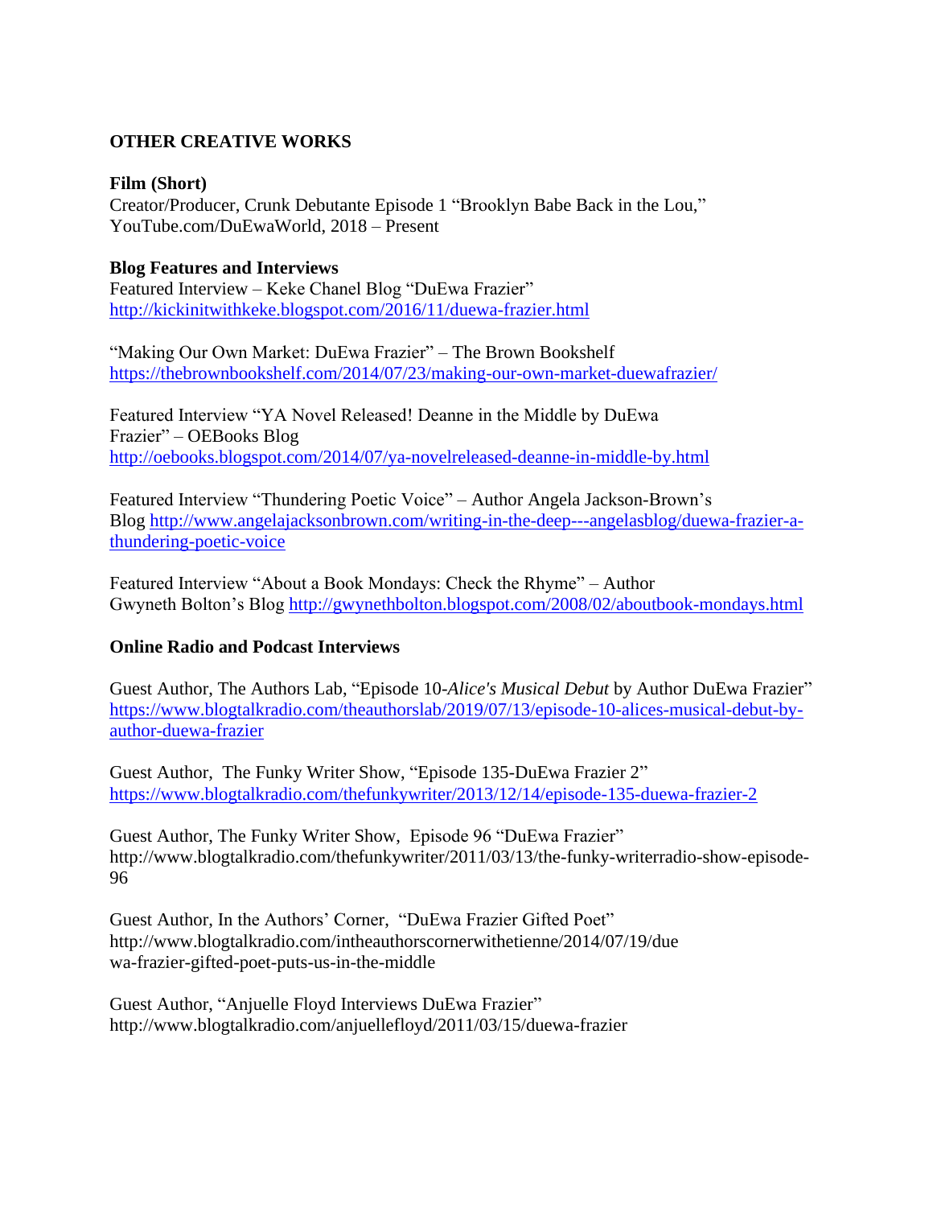**OTHER CREATIVE WORKS**

**Film (Short)**
Creator/Producer, Crunk Debutante Episode 1 "Brooklyn Babe Back in the Lou," YouTube.com/DuEwaWorld, 2018 – Present

**Blog Features and Interviews**
Featured Interview – Keke Chanel Blog "DuEwa Frazier"
http://kickinitwithkeke.blogspot.com/2016/11/duewa-frazier.html

"Making Our Own Market: DuEwa Frazier" – The Brown Bookshelf
https://thebrownbookshelf.com/2014/07/23/making-our-own-market-duewafrazier/

Featured Interview "YA Novel Released! Deanne in the Middle by DuEwa Frazier" – OEBooks Blog
http://oebooks.blogspot.com/2014/07/ya-novelreleased-deanne-in-middle-by.html

Featured Interview "Thundering Poetic Voice" – Author Angela Jackson-Brown's Blog http://www.angelajacksonbrown.com/writing-in-the-deep---angelasblog/duewa-frazier-a-thundering-poetic-voice

Featured Interview "About a Book Mondays: Check the Rhyme" – Author Gwyneth Bolton's Blog http://gwynethbolton.blogspot.com/2008/02/aboutbook-mondays.html

**Online Radio and Podcast Interviews**

Guest Author, The Authors Lab, "Episode 10-*Alice's Musical Debut* by Author DuEwa Frazier" https://www.blogtalkradio.com/theauthorslab/2019/07/13/episode-10-alices-musical-debut-by-author-duewa-frazier

Guest Author, The Funky Writer Show, "Episode 135-DuEwa Frazier 2"
https://www.blogtalkradio.com/thefunkywriter/2013/12/14/episode-135-duewa-frazier-2

Guest Author, The Funky Writer Show, Episode 96 "DuEwa Frazier"
http://www.blogtalkradio.com/thefunkywriter/2011/03/13/the-funky-writerradio-show-episode-96

Guest Author, In the Authors' Corner, "DuEwa Frazier Gifted Poet"
http://www.blogtalkradio.com/intheauthorscornerwithetienne/2014/07/19/duewa-frazier-gifted-poet-puts-us-in-the-middle

Guest Author, "Anjuelle Floyd Interviews DuEwa Frazier"
http://www.blogtalkradio.com/anjuellefloyd/2011/03/15/duewa-frazier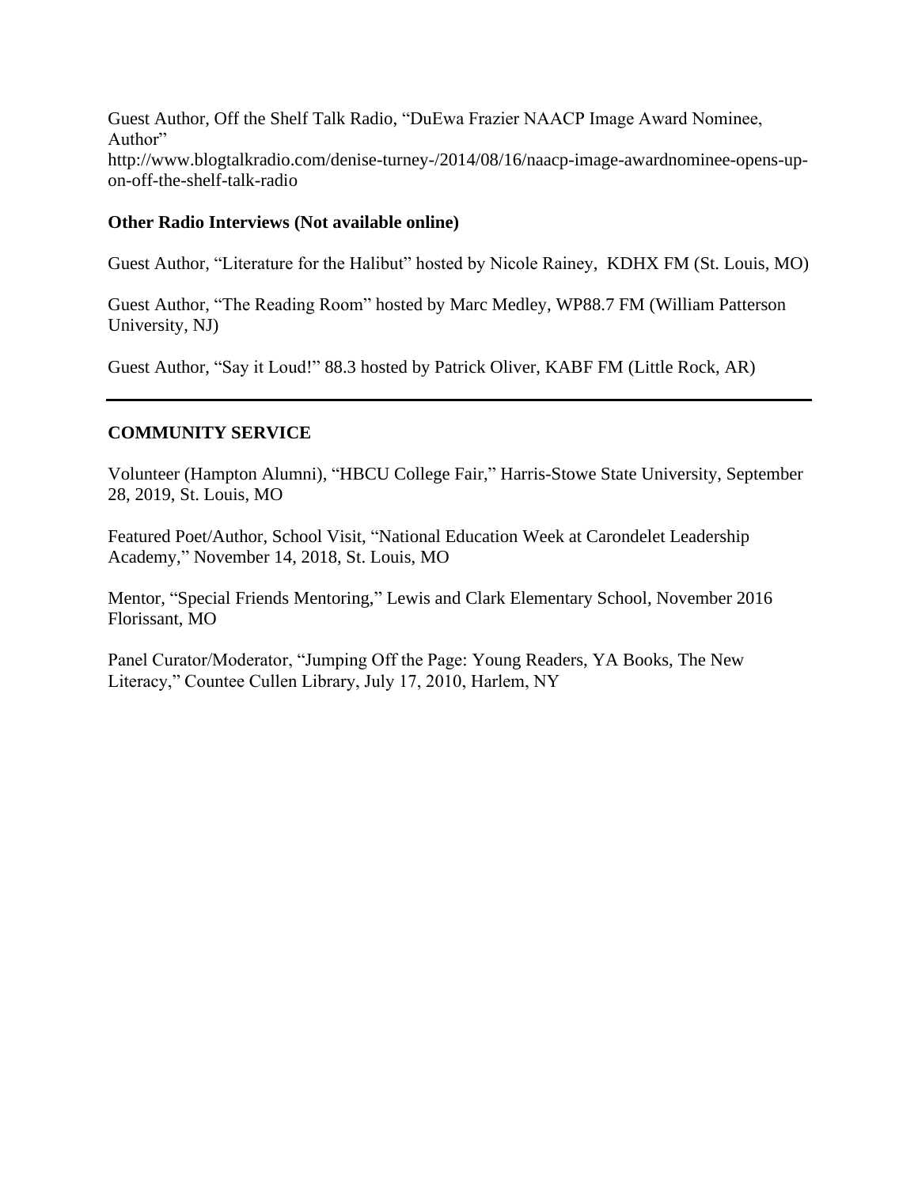Guest Author, Off the Shelf Talk Radio, "DuEwa Frazier NAACP Image Award Nominee, Author"
http://www.blogtalkradio.com/denise-turney-/2014/08/16/naacp-image-awardnominee-opens-up-on-off-the-shelf-talk-radio

**Other Radio Interviews (Not available online)**

Guest Author, "Literature for the Halibut" hosted by Nicole Rainey, KDHX FM (St. Louis, MO)

Guest Author, "The Reading Room" hosted by Marc Medley, WP88.7 FM (William Patterson University, NJ)

Guest Author, "Say it Loud!" 88.3 hosted by Patrick Oliver, KABF FM (Little Rock, AR)

---

## COMMUNITY SERVICE

Volunteer (Hampton Alumni), "HBCU College Fair," Harris-Stowe State University, September 28, 2019, St. Louis, MO

Featured Poet/Author, School Visit, "National Education Week at Carondelet Leadership Academy," November 14, 2018, St. Louis, MO

Mentor, "Special Friends Mentoring," Lewis and Clark Elementary School, November 2016 Florissant, MO

Panel Curator/Moderator, "Jumping Off the Page: Young Readers, YA Books, The New Literacy," Countee Cullen Library, July 17, 2010, Harlem, NY